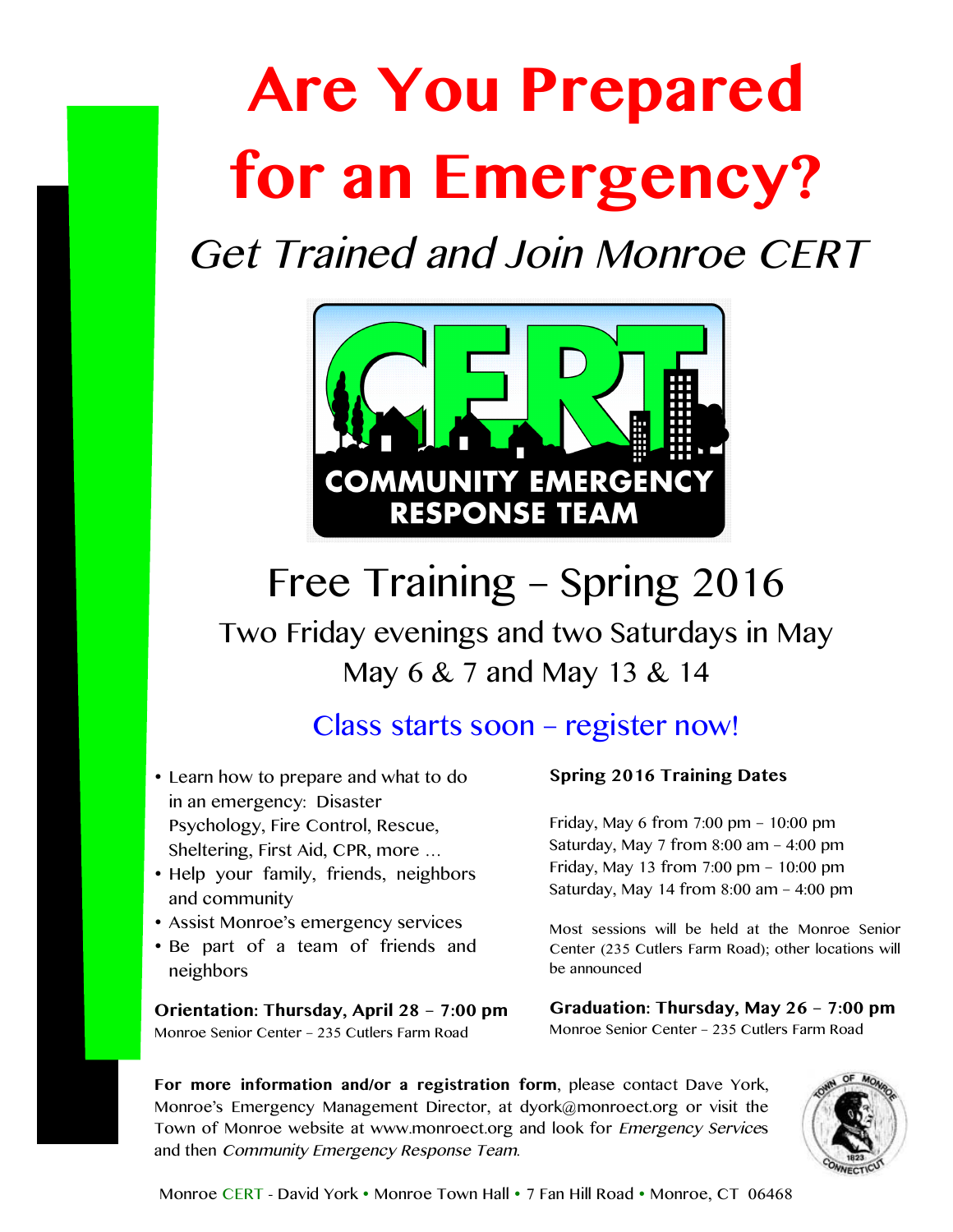# Are You Prepared for an Emergency?

*Get Trained and Join Monroe CERT*

COMMUNITY EMERGENCY RESPONSE TEAM

## Free Training – Spring 2016

Two Friday evenings and two Saturdays in May
May 6 & 7 and May 13 & 14

Class starts soon – register now!

- Learn how to prepare and what to do in an emergency: Disaster Psychology, Fire Control, Rescue, Sheltering, First Aid, CPR, more …
- Help your family, friends, neighbors and community
- Assist Monroe's emergency services
- Be part of a team of friends and neighbors

**Orientation: Thursday, April 28 – 7:00 pm**
Monroe Senior Center – 235 Cutlers Farm Road

**Spring 2016 Training Dates**

Friday, May 6 from 7:00 pm – 10:00 pm
Saturday, May 7 from 8:00 am – 4:00 pm
Friday, May 13 from 7:00 pm – 10:00 pm
Saturday, May 14 from 8:00 am – 4:00 pm

Most sessions will be held at the Monroe Senior Center (235 Cutlers Farm Road); other locations will be announced

**Graduation: Thursday, May 26 – 7:00 pm**
Monroe Senior Center – 235 Cutlers Farm Road

**For more information and/or a registration form**, please contact Dave York, Monroe's Emergency Management Director, at dyork@monroect.org or visit the Town of Monroe website at www.monroect.org and look for *Emergency Services* and then *Community Emergency Response Team*.

Monroe CERT - David York • Monroe Town Hall • 7 Fan Hill Road • Monroe, CT 06468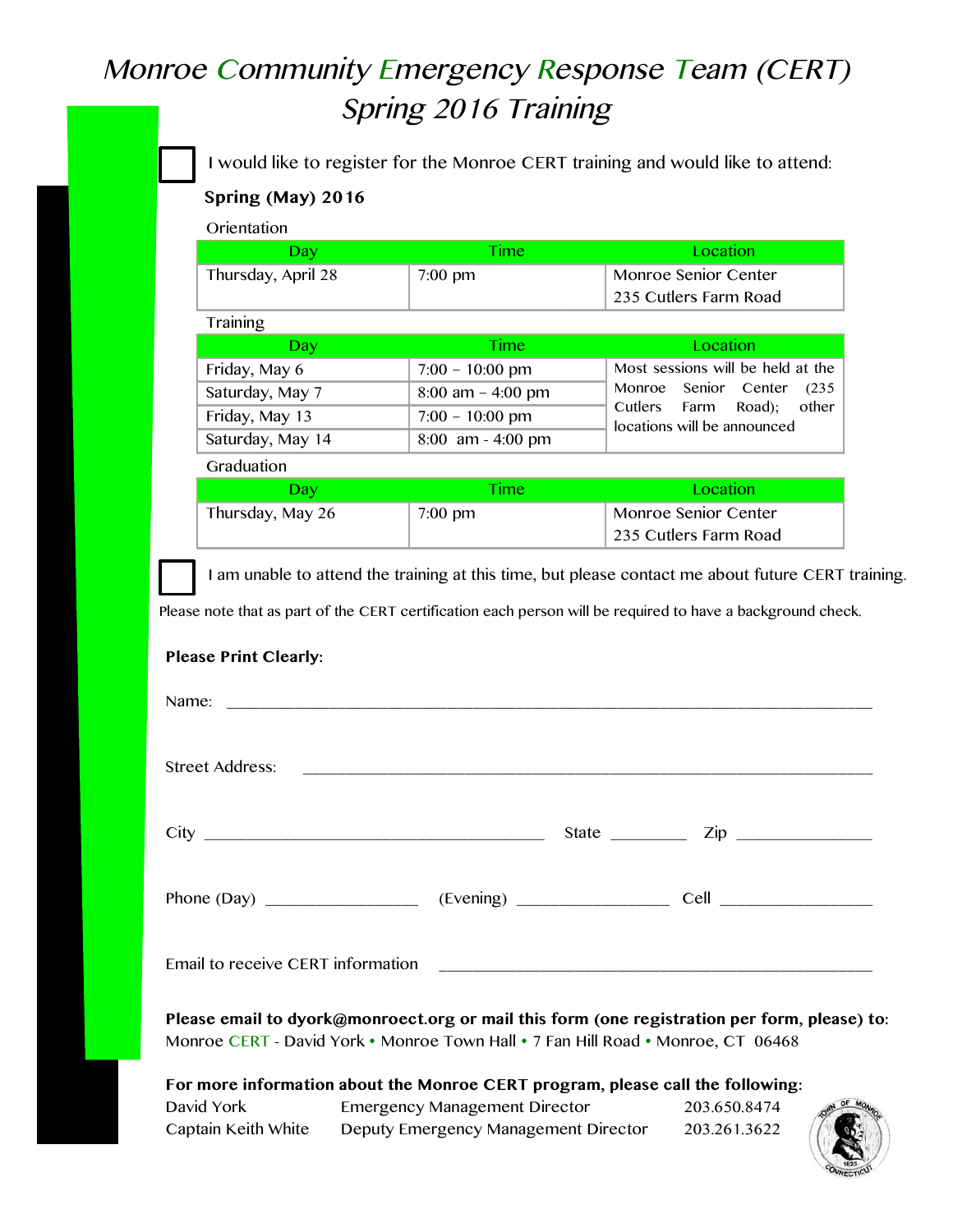# Monroe Community Emergency Response Team (CERT)
## Spring 2016 Training

☐ I would like to register for the Monroe CERT training and would like to attend:

**Spring (May) 2016**

Orientation

| Day | Time | Location |
| --- | --- | --- |
| Thursday, April 28 | 7:00 pm | Monroe Senior Center<br>235 Cutlers Farm Road |

Training

| Day | Time | Location |
| --- | --- | --- |
| Friday, May 6 | 7:00 – 10:00 pm | Most sessions will be held at the Monroe Senior Center (235 Cutlers Farm Road); other locations will be announced |
| Saturday, May 7 | 8:00 am – 4:00 pm | |
| Friday, May 13 | 7:00 – 10:00 pm | |
| Saturday, May 14 | 8:00 am - 4:00 pm | |

Graduation

| Day | Time | Location |
| --- | --- | --- |
| Thursday, May 26 | 7:00 pm | Monroe Senior Center<br>235 Cutlers Farm Road |

☐ I am unable to attend the training at this time, but please contact me about future CERT training.

Please note that as part of the CERT certification each person will be required to have a background check.

**Please Print Clearly:**

Name: ____________________________________________________________

Street Address: ______________________________________________________

City ________________________________ State ________ Zip ______________

Phone (Day) ________________ (Evening) ________________ Cell ________________

Email to receive CERT information ________________________________________

**Please email to dyork@monroect.org or mail this form (one registration per form, please) to:**
Monroe CERT - David York • Monroe Town Hall • 7 Fan Hill Road • Monroe, CT 06468

**For more information about the Monroe CERT program, please call the following:**

| | | |
| --- | --- | --- |
| David York | Emergency Management Director | 203.650.8474 |
| Captain Keith White | Deputy Emergency Management Director | 203.261.3622 |

Town of Monroe Connecticut 1823